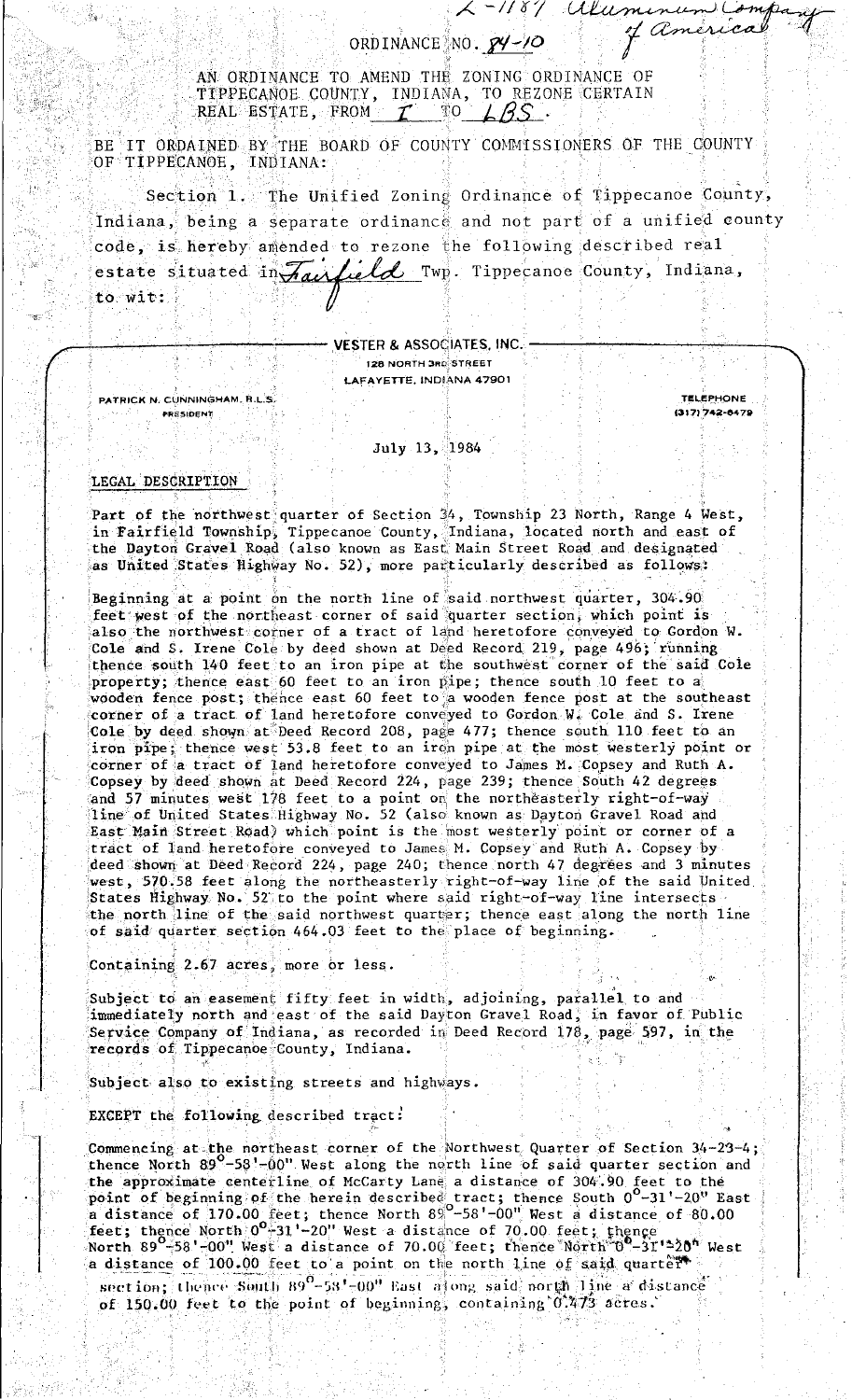Z-1187 Aluminum Company of America

ORDINANCE NO. 84-10

AN ORDINANCE TO AMEND THE ZONING ORDINANCE OF TIPPECANOE COUNTY, INDIANA, TO REZONE CERTAIN REAL ESTATE, FROM I TO LBS.

BE IT ORDAINED BY THE BOARD OF COUNTY COMMISSIONERS OF THE COUNTY OF TIPPECANOE, INDIANA:

Section 1. The Unified Zoning Ordinance of Tippecanoe County, Indiana, being a separate ordinance and not part of a unified county code, is hereby amended to rezone the following described real estate situated in Fairfield Twp. Tippecanoe County, Indiana, to wit:

VESTER & ASSOCIATES, INC.
128 NORTH 3RD STREET
LAFAYETTE, INDIANA 47901

PATRICK N. CUNNINGHAM, R.L.S.
PRESIDENT

TELEPHONE
(317) 742-6479

July 13, 1984

LEGAL DESCRIPTION

Part of the northwest quarter of Section 34, Township 23 North, Range 4 West, in Fairfield Township, Tippecanoe County, Indiana, located north and east of the Dayton Gravel Road (also known as East Main Street Road and designated as United States Highway No. 52), more particularly described as follows:

Beginning at a point on the north line of said northwest quarter, 304.90 feet west of the northeast corner of said quarter section, which point is also the northwest corner of a tract of land heretofore conveyed to Gordon W. Cole and S. Irene Cole by deed shown at Deed Record 219, page 496; running thence south 140 feet to an iron pipe at the southwest corner of the said Cole property; thence east 60 feet to an iron pipe; thence south 10 feet to a wooden fence post; thence east 60 feet to a wooden fence post at the southeast corner of a tract of land heretofore conveyed to Gordon W. Cole and S. Irene Cole by deed shown at Deed Record 208, page 477; thence south 110 feet to an iron pipe; thence west 53.8 feet to an iron pipe at the most westerly point or corner of a tract of land heretofore conveyed to James M. Copsey and Ruth A. Copsey by deed shown at Deed Record 224, page 239; thence South 42 degrees and 57 minutes west 178 feet to a point on the northeasterly right-of-way line of United States Highway No. 52 (also known as Dayton Gravel Road and East Main Street Road) which point is the most westerly point or corner of a tract of land heretofore conveyed to James M. Copsey and Ruth A. Copsey by deed shown at Deed Record 224, page 240; thence north 47 degrees and 3 minutes west, 570.58 feet along the northeasterly right-of-way line of the said United States Highway No. 52 to the point where said right-of-way line intersects the north line of the said northwest quarter; thence east along the north line of said quarter section 464.03 feet to the place of beginning.

Containing 2.67 acres, more or less.

Subject to an easement fifty feet in width, adjoining, parallel to and immediately north and east of the said Dayton Gravel Road, in favor of Public Service Company of Indiana, as recorded in Deed Record 178, page 597, in the records of Tippecanoe County, Indiana.

Subject also to existing streets and highways.

EXCEPT the following described tract:

Commencing at the northeast corner of the Northwest Quarter of Section 34-23-4; thence North 89°-58'-00" West along the north line of said quarter section and the approximate centerline of McCarty Lane a distance of 304.90 feet to the point of beginning of the herein described tract; thence South 0°-31'-20" East a distance of 170.00 feet; thence North 89°-58'-00" West a distance of 80.00 feet; thence North 0°-31'-20" West a distance of 70.00 feet; thence North 89°-58'-00" West a distance of 70.00 feet; thence North 0°-31'-20" West a distance of 100.00 feet to a point on the north line of said quarter section; thence South 89°-58'-00" East along said north line a distance of 150.00 feet to the point of beginning, containing 0.473 acres.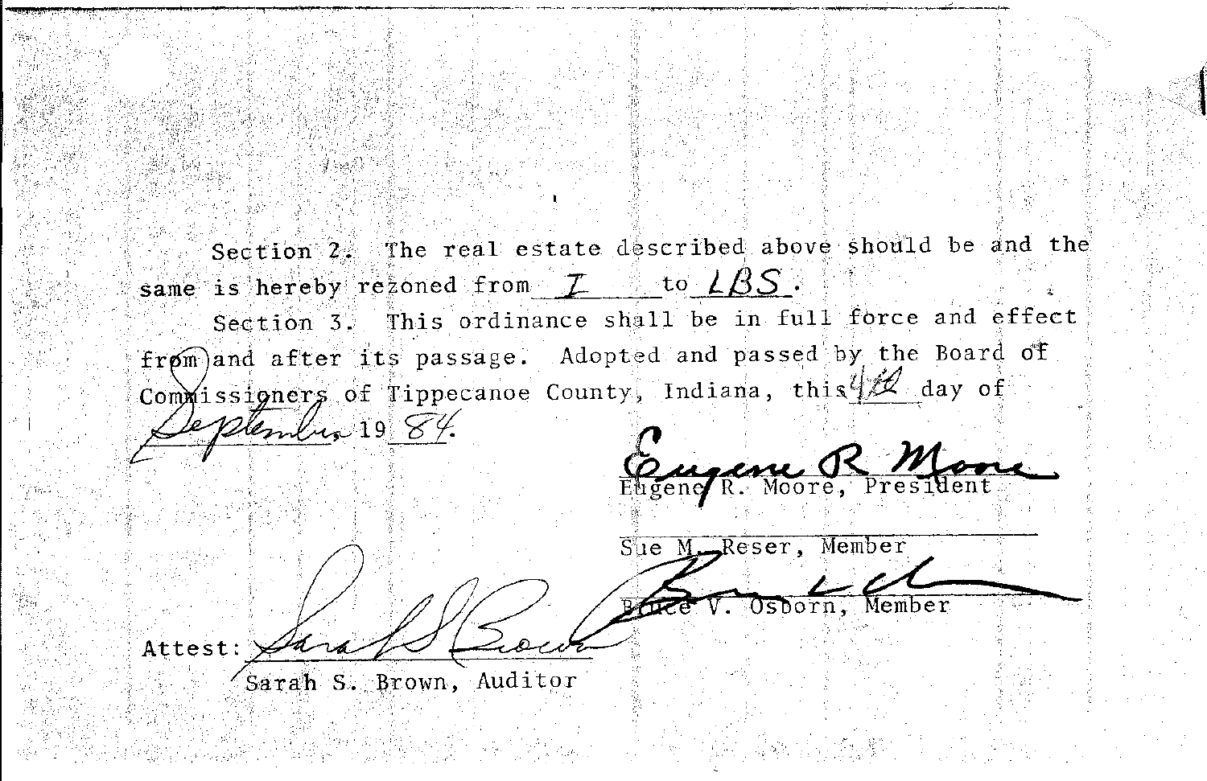Section 2. The real estate described above should be and the same is hereby rezoned from I to LBS.

Section 3. This ordinance shall be in full force and effect from and after its passage. Adopted and passed by the Board of Commissioners of Tippecanoe County, Indiana, this 4th day of September 19 84.

Eugene R. Moore, President

Sue M. Reser, Member

Bruce V. Osborn, Member

Attest: Sarah S. Brown, Auditor